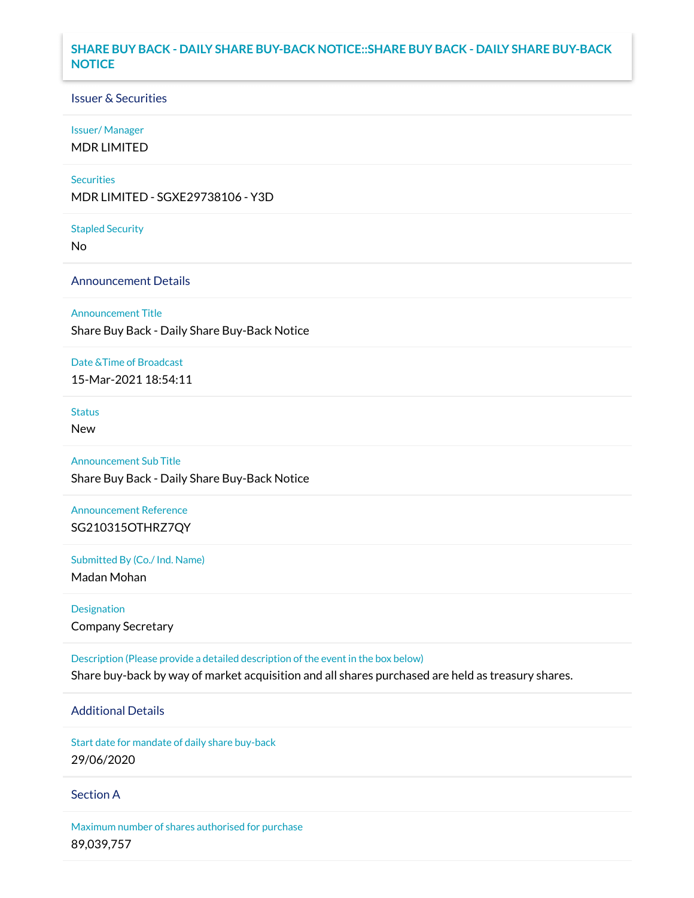# SHARE BUY BACK - DAILY SHARE BUY-BACK NOTICE::SHARE BUY BACK - DAILY SHARE BUY-BACK NOTICE

## Issuer & Securities

**Issuer/ Manager**

MDR LIMITED

**Securities**

MDR LIMITED - SGXE29738106 - Y3D

**Stapled Security**

No

## Announcement Details

**Announcement Title**

Share Buy Back - Daily Share Buy-Back Notice

**Date &Time of Broadcast**

15-Mar-2021 18:54:11

**Status**

New

**Announcement Sub Title**

Share Buy Back - Daily Share Buy-Back Notice

**Announcement Reference**

SG210315OTHRZ7QY

**Submitted By (Co./ Ind. Name)**

Madan Mohan

**Designation**

Company Secretary

**Description (Please provide a detailed description of the event in the box below)**

Share buy-back by way of market acquisition and all shares purchased are held as treasury shares.

## Additional Details

**Start date for mandate of daily share buy-back**

29/06/2020

## Section A

**Maximum number of shares authorised for purchase**

89,039,757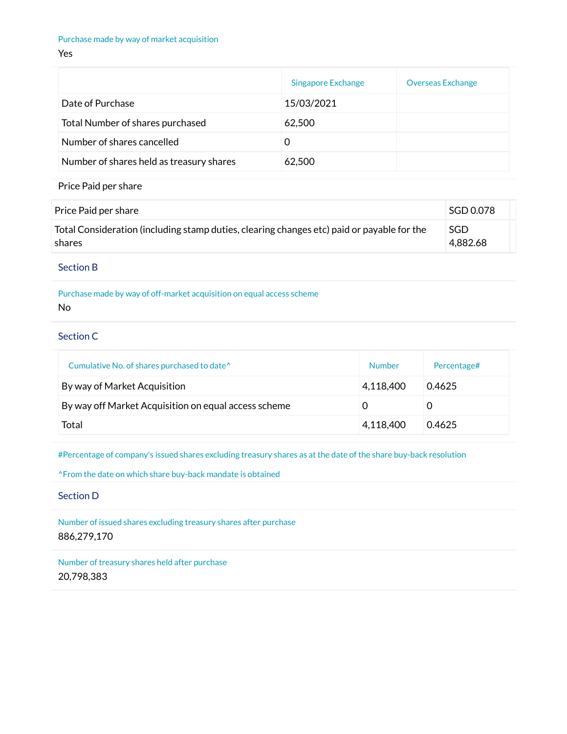Purchase made by way of market acquisition

Yes

| | Singapore Exchange | Overseas Exchange |
|---|---|---|
| Date of Purchase | 15/03/2021 | |
| Total Number of shares purchased | 62,500 | |
| Number of shares cancelled | 0 | |
| Number of shares held as treasury shares | 62,500 | |

Price Paid per share

| | | |
|---|---|---|
| Price Paid per share | SGD 0.078 | |
| Total Consideration (including stamp duties, clearing changes etc) paid or payable for the shares | SGD 4,882.68 | |

## Section B

Purchase made by way of off-market acquisition on equal access scheme

No

## Section C

| Cumulative No. of shares purchased to date^ | Number | Percentage# |
|---|---|---|
| By way of Market Acquisition | 4,118,400 | 0.4625 |
| By way off Market Acquisition on equal access scheme | 0 | 0 |
| Total | 4,118,400 | 0.4625 |

#Percentage of company's issued shares excluding treasury shares as at the date of the share buy-back resolution

^From the date on which share buy-back mandate is obtained

## Section D

Number of issued shares excluding treasury shares after purchase

886,279,170

Number of treasury shares held after purchase

20,798,383